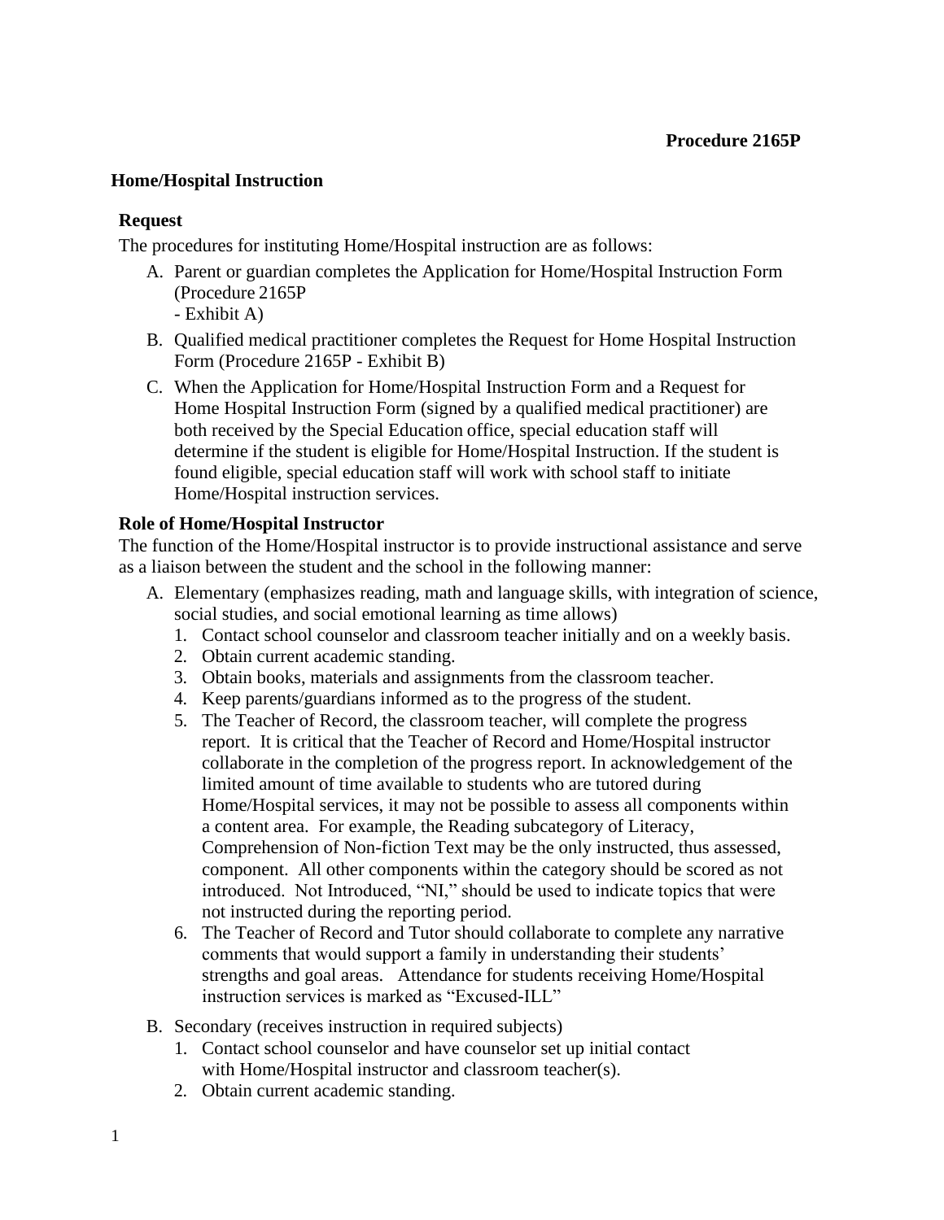**Procedure 2165P**

## Home/Hospital Instruction

### Request

The procedures for instituting Home/Hospital instruction are as follows:

A. Parent or guardian completes the Application for Home/Hospital Instruction Form (Procedure 2165P - Exhibit A)
B. Qualified medical practitioner completes the Request for Home Hospital Instruction Form (Procedure 2165P - Exhibit B)
C. When the Application for Home/Hospital Instruction Form and a Request for Home Hospital Instruction Form (signed by a qualified medical practitioner) are both received by the Special Education office, special education staff will determine if the student is eligible for Home/Hospital Instruction. If the student is found eligible, special education staff will work with school staff to initiate Home/Hospital instruction services.

### Role of Home/Hospital Instructor

The function of the Home/Hospital instructor is to provide instructional assistance and serve as a liaison between the student and the school in the following manner:

A. Elementary (emphasizes reading, math and language skills, with integration of science, social studies, and social emotional learning as time allows)
   1. Contact school counselor and classroom teacher initially and on a weekly basis.
   2. Obtain current academic standing.
   3. Obtain books, materials and assignments from the classroom teacher.
   4. Keep parents/guardians informed as to the progress of the student.
   5. The Teacher of Record, the classroom teacher, will complete the progress report. It is critical that the Teacher of Record and Home/Hospital instructor collaborate in the completion of the progress report. In acknowledgement of the limited amount of time available to students who are tutored during Home/Hospital services, it may not be possible to assess all components within a content area. For example, the Reading subcategory of Literacy, Comprehension of Non-fiction Text may be the only instructed, thus assessed, component. All other components within the category should be scored as not introduced. Not Introduced, "NI," should be used to indicate topics that were not instructed during the reporting period.
   6. The Teacher of Record and Tutor should collaborate to complete any narrative comments that would support a family in understanding their students' strengths and goal areas. Attendance for students receiving Home/Hospital instruction services is marked as "Excused-ILL"

B. Secondary (receives instruction in required subjects)
   1. Contact school counselor and have counselor set up initial contact with Home/Hospital instructor and classroom teacher(s).
   2. Obtain current academic standing.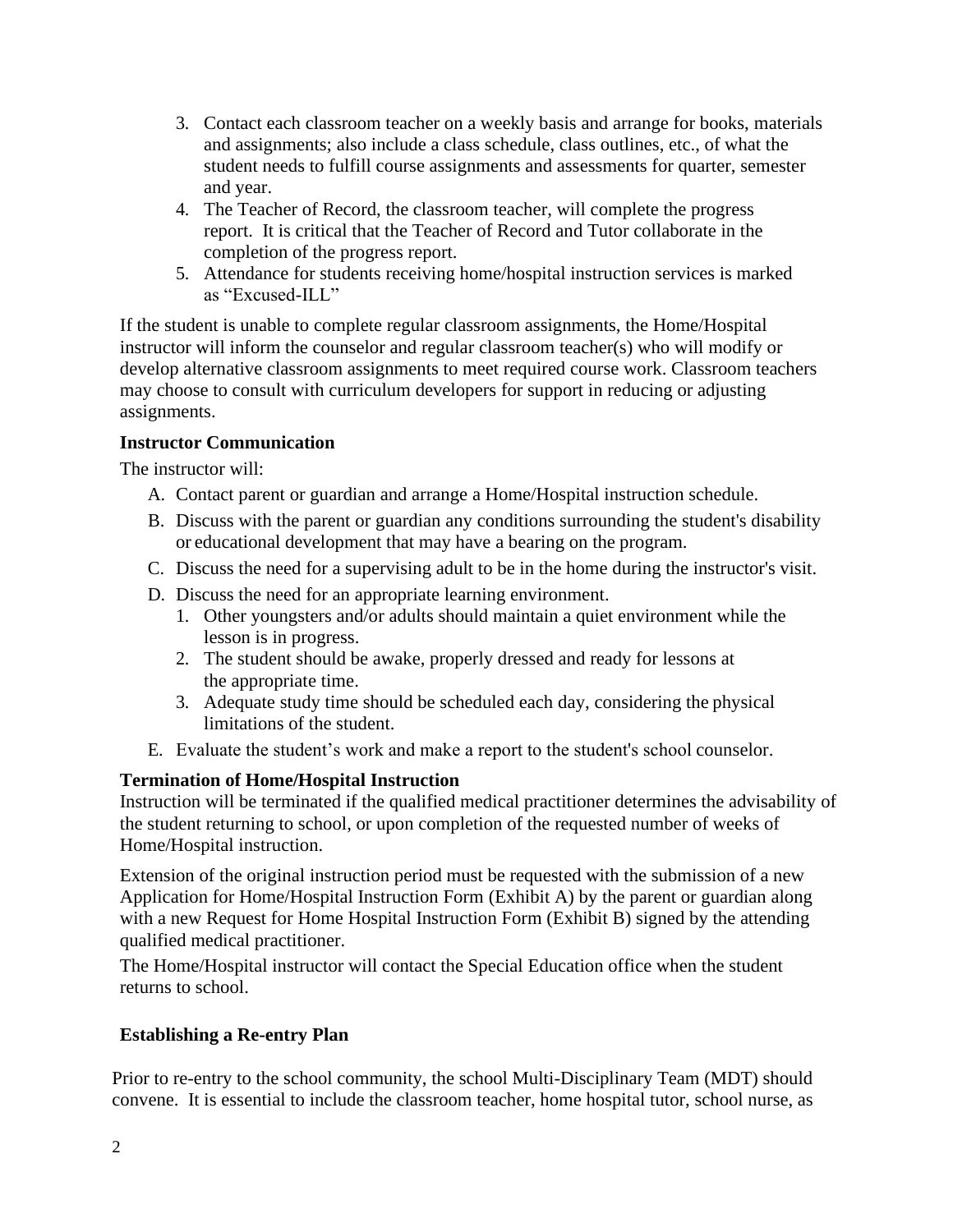3. Contact each classroom teacher on a weekly basis and arrange for books, materials and assignments; also include a class schedule, class outlines, etc., of what the student needs to fulfill course assignments and assessments for quarter, semester and year.
4. The Teacher of Record, the classroom teacher, will complete the progress report. It is critical that the Teacher of Record and Tutor collaborate in the completion of the progress report.
5. Attendance for students receiving home/hospital instruction services is marked as “Excused-ILL”

If the student is unable to complete regular classroom assignments, the Home/Hospital instructor will inform the counselor and regular classroom teacher(s) who will modify or develop alternative classroom assignments to meet required course work. Classroom teachers may choose to consult with curriculum developers for support in reducing or adjusting assignments.

**Instructor Communication**

The instructor will:

A. Contact parent or guardian and arrange a Home/Hospital instruction schedule.
B. Discuss with the parent or guardian any conditions surrounding the student's disability or educational development that may have a bearing on the program.
C. Discuss the need for a supervising adult to be in the home during the instructor's visit.
D. Discuss the need for an appropriate learning environment.
   1. Other youngsters and/or adults should maintain a quiet environment while the lesson is in progress.
   2. The student should be awake, properly dressed and ready for lessons at the appropriate time.
   3. Adequate study time should be scheduled each day, considering the physical limitations of the student.
E. Evaluate the student’s work and make a report to the student's school counselor.

**Termination of Home/Hospital Instruction**

Instruction will be terminated if the qualified medical practitioner determines the advisability of the student returning to school, or upon completion of the requested number of weeks of Home/Hospital instruction.

Extension of the original instruction period must be requested with the submission of a new Application for Home/Hospital Instruction Form (Exhibit A) by the parent or guardian along with a new Request for Home Hospital Instruction Form (Exhibit B) signed by the attending qualified medical practitioner.

The Home/Hospital instructor will contact the Special Education office when the student returns to school.

**Establishing a Re-entry Plan**

Prior to re-entry to the school community, the school Multi-Disciplinary Team (MDT) should convene. It is essential to include the classroom teacher, home hospital tutor, school nurse, as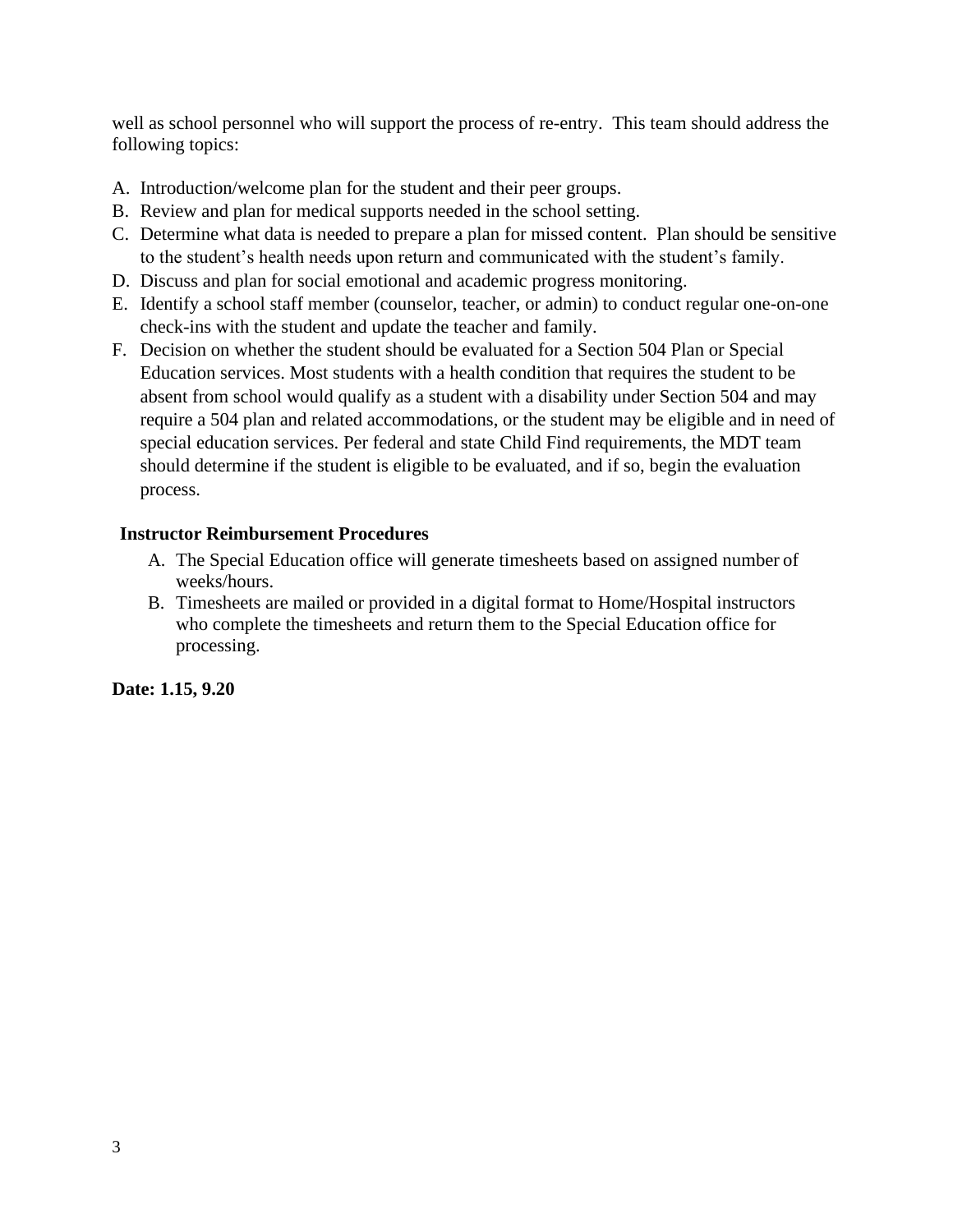well as school personnel who will support the process of re-entry. This team should address the following topics:

A. Introduction/welcome plan for the student and their peer groups.
B. Review and plan for medical supports needed in the school setting.
C. Determine what data is needed to prepare a plan for missed content. Plan should be sensitive to the student's health needs upon return and communicated with the student's family.
D. Discuss and plan for social emotional and academic progress monitoring.
E. Identify a school staff member (counselor, teacher, or admin) to conduct regular one-on-one check-ins with the student and update the teacher and family.
F. Decision on whether the student should be evaluated for a Section 504 Plan or Special Education services. Most students with a health condition that requires the student to be absent from school would qualify as a student with a disability under Section 504 and may require a 504 plan and related accommodations, or the student may be eligible and in need of special education services. Per federal and state Child Find requirements, the MDT team should determine if the student is eligible to be evaluated, and if so, begin the evaluation process.

**Instructor Reimbursement Procedures**

A. The Special Education office will generate timesheets based on assigned number of weeks/hours.
B. Timesheets are mailed or provided in a digital format to Home/Hospital instructors who complete the timesheets and return them to the Special Education office for processing.

**Date: 1.15, 9.20**